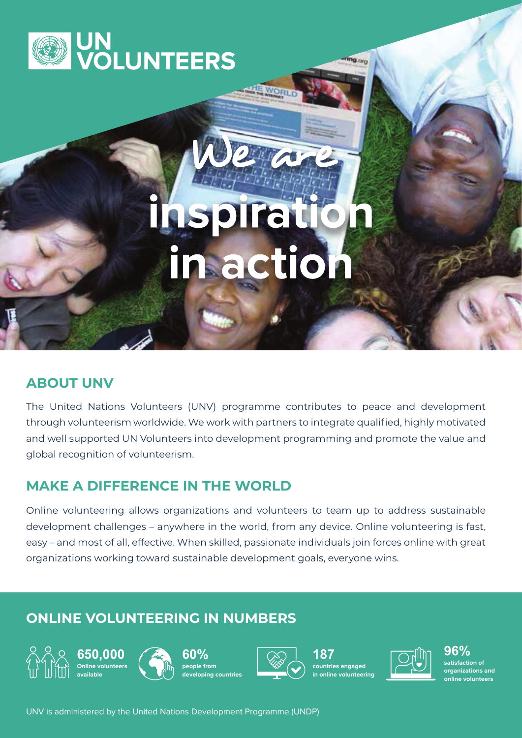# UN VOLUNTEERS

# We are inspiration in action

## ABOUT UNV

The United Nations Volunteers (UNV) programme contributes to peace and development through volunteerism worldwide. We work with partners to integrate qualified, highly motivated and well supported UN Volunteers into development programming and promote the value and global recognition of volunteerism.

## MAKE A DIFFERENCE IN THE WORLD

Online volunteering allows organizations and volunteers to team up to address sustainable development challenges – anywhere in the world, from any device. Online volunteering is fast, easy – and most of all, effective. When skilled, passionate individuals join forces online with great organizations working toward sustainable development goals, everyone wins.

## ONLINE VOLUNTEERING IN NUMBERS

- **650,000** Online volunteers available
- **60%** people from developing countries
- **187** countries engaged in online volunteering
- **96%** satisfaction of organizations and online volunteers

UNV is administered by the United Nations Development Programme (UNDP)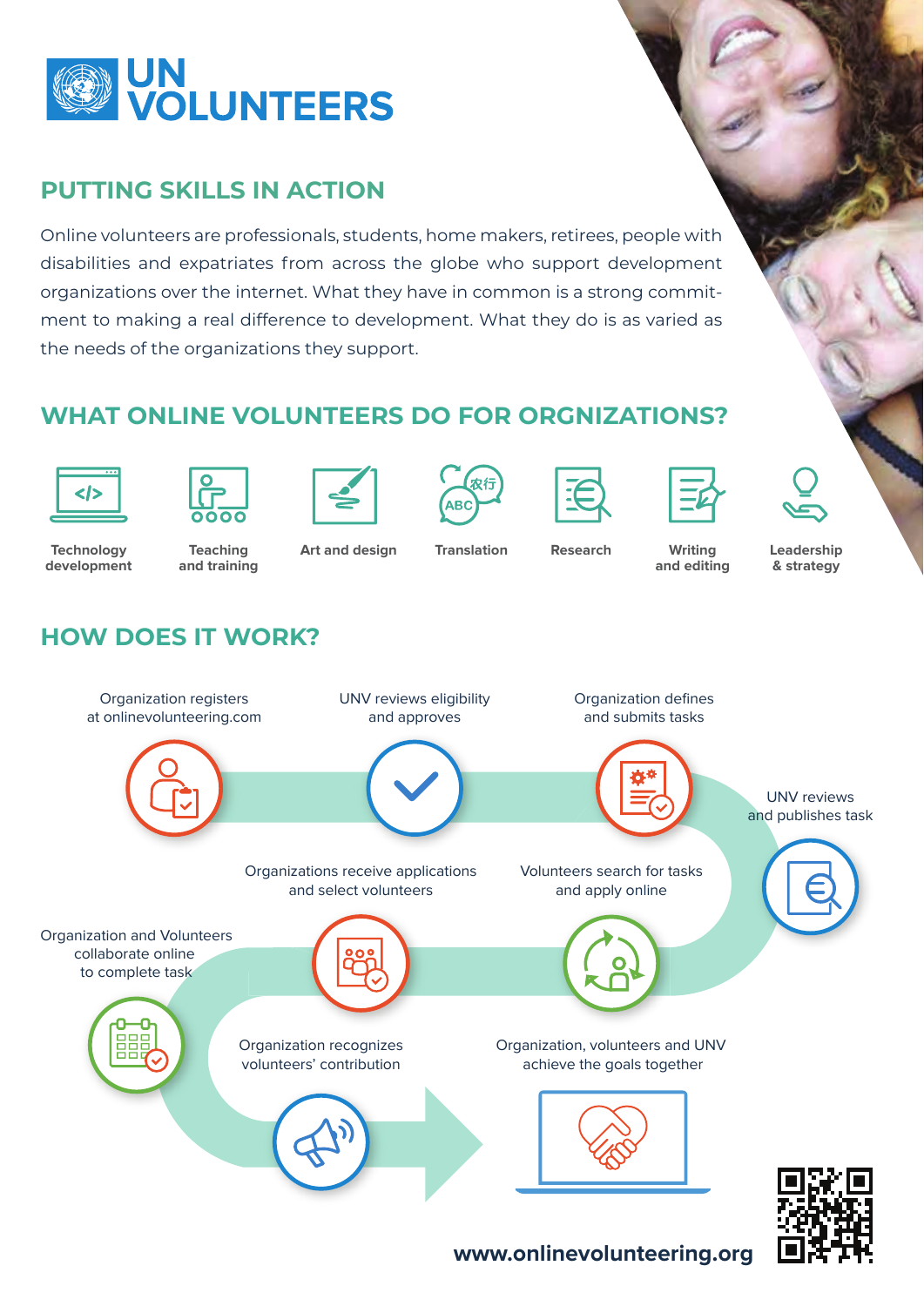# UN VOLUNTEERS

## PUTTING SKILLS IN ACTION

Online volunteers are professionals, students, home makers, retirees, people with disabilities and expatriates from across the globe who support development organizations over the internet. What they have in common is a strong commitment to making a real difference to development. What they do is as varied as the needs of the organizations they support.

## WHAT ONLINE VOLUNTEERS DO FOR ORGNIZATIONS?

- Technology development
- Teaching and training
- Art and design
- Translation
- Research
- Writing and editing
- Leadership & strategy

## HOW DOES IT WORK?

1. Organization registers at onlinevolunteering.com
2. UNV reviews eligibility and approves
3. Organization defines and submits tasks
4. UNV reviews and publishes task
5. Volunteers search for tasks and apply online
6. Organizations receive applications and select volunteers
7. Organization and Volunteers collaborate online to complete task
8. Organization recognizes volunteers' contribution
9. Organization, volunteers and UNV achieve the goals together

**www.onlinevolunteering.org**